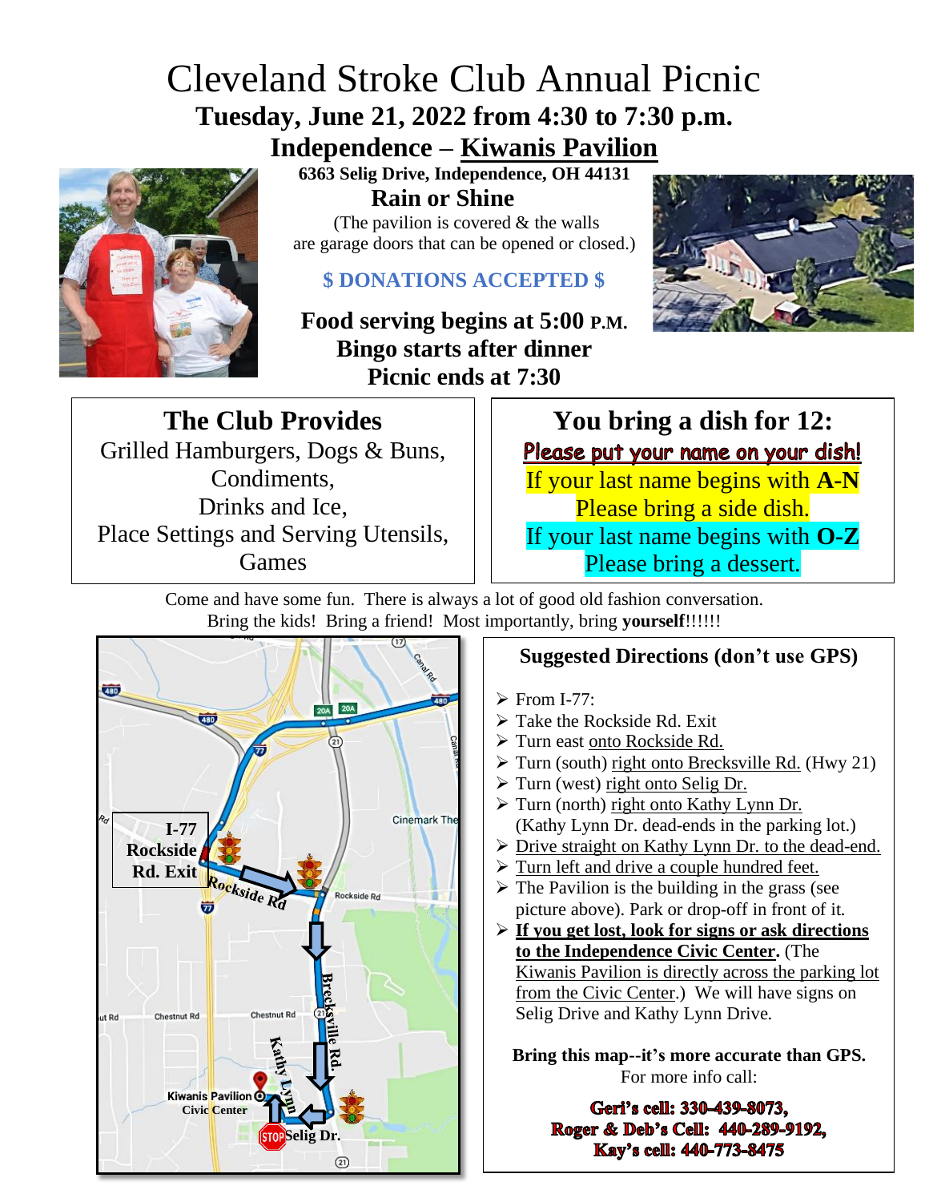# Cleveland Stroke Club Annual Picnic

## Tuesday, June 21, 2022 from 4:30 to 7:30 p.m.

## Independence – Kiwanis Pavilion

**6363 Selig Drive, Independence, OH 44131**

**Rain or Shine**

(The pavilion is covered & the walls are garage doors that can be opened or closed.)

**$ DONATIONS ACCEPTED $**

**Food serving begins at 5:00 P.M.**
**Bingo starts after dinner**
**Picnic ends at 7:30**

### The Club Provides

Grilled Hamburgers, Dogs & Buns,
Condiments,
Drinks and Ice,
Place Settings and Serving Utensils,
Games

### You bring a dish for 12:

Please put your name on your dish!

If your last name begins with **A-N**
Please bring a side dish.

If your last name begins with **O-Z**
Please bring a dessert.

Come and have some fun. There is always a lot of good old fashion conversation.
Bring the kids! Bring a friend! Most importantly, bring **yourself**!!!!!!

I-77 Rockside Rd. Exit

Rockside Rd

Brecksville Rd.

Kathy Lynn

Kiwanis Pavilion

Civic Center

Selig Dr.

### Suggested Directions (don't use GPS)

- From I-77:
- Take the Rockside Rd. Exit
- Turn east onto Rockside Rd.
- Turn (south) right onto Brecksville Rd. (Hwy 21)
- Turn (west) right onto Selig Dr.
- Turn (north) right onto Kathy Lynn Dr. (Kathy Lynn Dr. dead-ends in the parking lot.)
- Drive straight on Kathy Lynn Dr. to the dead-end.
- Turn left and drive a couple hundred feet.
- The Pavilion is the building in the grass (see picture above). Park or drop-off in front of it.
- **If you get lost, look for signs or ask directions to the Independence Civic Center.** (The Kiwanis Pavilion is directly across the parking lot from the Civic Center.) We will have signs on Selig Drive and Kathy Lynn Drive.

**Bring this map--it's more accurate than GPS.**
For more info call:

**Geri's cell: 330-439-8073,**
**Roger & Deb's Cell: 440-289-9192,**
**Kay's cell: 440-773-8475**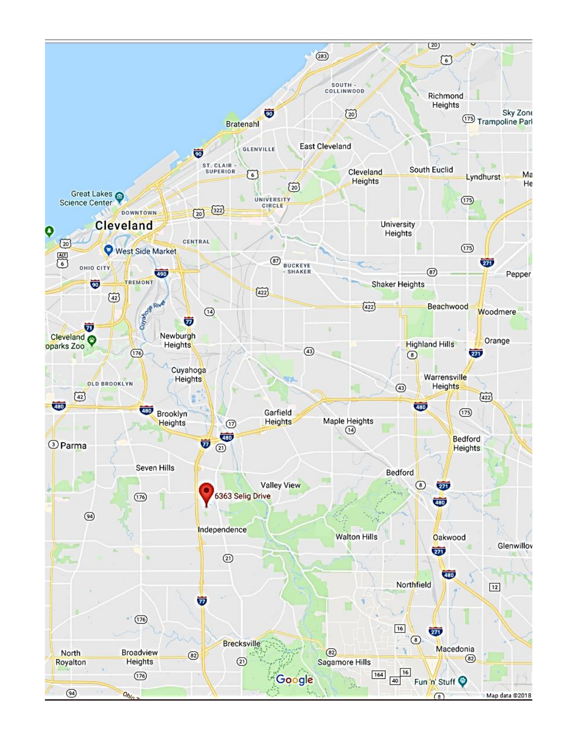283

SOUTH - COLLINWOOD

Richmond Heights

Sky Zone Trampoline Park

90

Bratenahl

20

GLENVILLE

East Cleveland

ST. CLAIR - SUPERIOR

6

Cleveland Heights

South Euclid

Lyndhurst

20

Great Lakes Science Center

UNIVERSITY CIRCLE

175

DOWNTOWN

20

322

Cleveland

University Heights

CENTRAL

West Side Market

87

BUCKEYE - SHAKER

271

OHIO CITY

490

87

Pepper

90

TREMONT

Shaker Heights

422

42

422

Beachwood

Woodmere

14

Cuyahoga River

77

71

Cleveland Metroparks Zoo

Newburgh Heights

Highland Hills

Orange

176

43

271

Cuyahoga Heights

Warrensville Heights

OLD BROOKLYN

43

42

422

480

480

480

175

Brooklyn Heights

Garfield Heights

Maple Heights

17

14

Bedford Heights

Parma

77

480

21

Seven Hills

Bedford

8

271

Valley View

6363 Selig Drive

176

480

94

Independence

Walton Hills

Oakwood

Glenwillow

271

21

480

Northfield

12

77

176

16

271

8

Brecksville

Macedonia

North Royalton

Broadview Heights

82

82

82

21

Sagamore Hills

176

164

16

40

Fun 'n' Stuff

94

Google

Map data ©2018